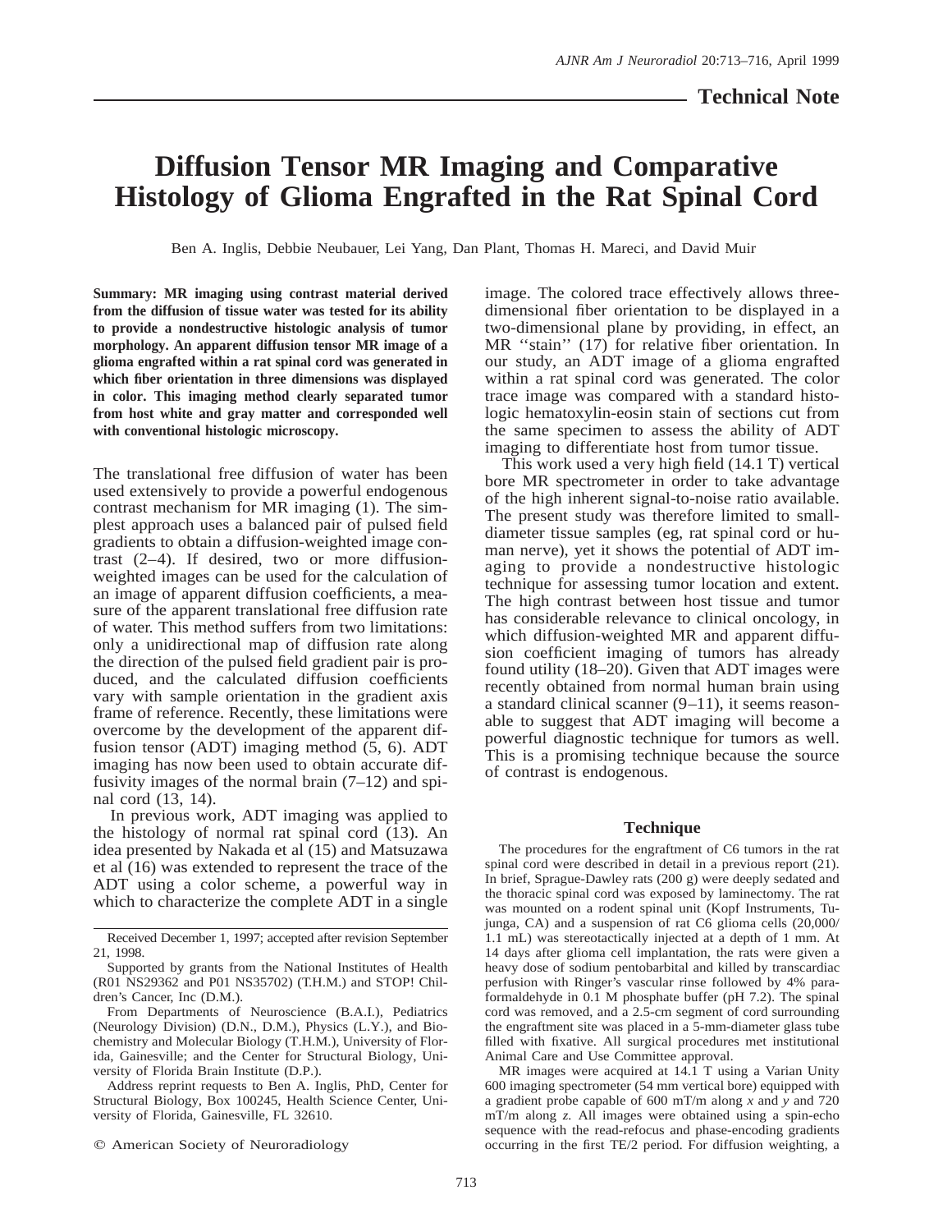**Technical Note**

# Diffusion Tensor MR Imaging and Comparative Histology of Glioma Engrafted in the Rat Spinal Cord

Ben A. Inglis, Debbie Neubauer, Lei Yang, Dan Plant, Thomas H. Mareci, and David Muir

**Summary: MR imaging using contrast material derived from the diffusion of tissue water was tested for its ability to provide a nondestructive histologic analysis of tumor morphology. An apparent diffusion tensor MR image of a glioma engrafted within a rat spinal cord was generated in which fiber orientation in three dimensions was displayed in color. This imaging method clearly separated tumor from host white and gray matter and corresponded well with conventional histologic microscopy.**

The translational free diffusion of water has been used extensively to provide a powerful endogenous contrast mechanism for MR imaging (1). The simplest approach uses a balanced pair of pulsed field gradients to obtain a diffusion-weighted image contrast (2–4). If desired, two or more diffusion-weighted images can be used for the calculation of an image of apparent diffusion coefficients, a measure of the apparent translational free diffusion rate of water. This method suffers from two limitations: only a unidirectional map of diffusion rate along the direction of the pulsed field gradient pair is produced, and the calculated diffusion coefficients vary with sample orientation in the gradient axis frame of reference. Recently, these limitations were overcome by the development of the apparent diffusion tensor (ADT) imaging method (5, 6). ADT imaging has now been used to obtain accurate diffusivity images of the normal brain (7–12) and spinal cord (13, 14).

In previous work, ADT imaging was applied to the histology of normal rat spinal cord (13). An idea presented by Nakada et al (15) and Matsuzawa et al (16) was extended to represent the trace of the ADT using a color scheme, a powerful way in which to characterize the complete ADT in a single image. The colored trace effectively allows three-dimensional fiber orientation to be displayed in a two-dimensional plane by providing, in effect, an MR ''stain'' (17) for relative fiber orientation. In our study, an ADT image of a glioma engrafted within a rat spinal cord was generated. The color trace image was compared with a standard histologic hematoxylin-eosin stain of sections cut from the same specimen to assess the ability of ADT imaging to differentiate host from tumor tissue.

This work used a very high field (14.1 T) vertical bore MR spectrometer in order to take advantage of the high inherent signal-to-noise ratio available. The present study was therefore limited to small-diameter tissue samples (eg, rat spinal cord or human nerve), yet it shows the potential of ADT imaging to provide a nondestructive histologic technique for assessing tumor location and extent. The high contrast between host tissue and tumor has considerable relevance to clinical oncology, in which diffusion-weighted MR and apparent diffusion coefficient imaging of tumors has already found utility (18–20). Given that ADT images were recently obtained from normal human brain using a standard clinical scanner (9–11), it seems reasonable to suggest that ADT imaging will become a powerful diagnostic technique for tumors as well. This is a promising technique because the source of contrast is endogenous.

Received December 1, 1997; accepted after revision September 21, 1998.

Supported by grants from the National Institutes of Health (R01 NS29362 and P01 NS35702) (T.H.M.) and STOP! Children's Cancer, Inc (D.M.).

From Departments of Neuroscience (B.A.I.), Pediatrics (Neurology Division) (D.N., D.M.), Physics (L.Y.), and Biochemistry and Molecular Biology (T.H.M.), University of Florida, Gainesville; and the Center for Structural Biology, University of Florida Brain Institute (D.P.).

Address reprint requests to Ben A. Inglis, PhD, Center for Structural Biology, Box 100245, Health Science Center, University of Florida, Gainesville, FL 32610.

© American Society of Neuroradiology

## Technique

The procedures for the engraftment of C6 tumors in the rat spinal cord were described in detail in a previous report (21). In brief, Sprague-Dawley rats (200 g) were deeply sedated and the thoracic spinal cord was exposed by laminectomy. The rat was mounted on a rodent spinal unit (Kopf Instruments, Tujunga, CA) and a suspension of rat C6 glioma cells (20,000/1.1 mL) was stereotactically injected at a depth of 1 mm. At 14 days after glioma cell implantation, the rats were given a heavy dose of sodium pentobarbital and killed by transcardiac perfusion with Ringer's vascular rinse followed by 4% paraformaldehyde in 0.1 M phosphate buffer (pH 7.2). The spinal cord was removed, and a 2.5-cm segment of cord surrounding the engraftment site was placed in a 5-mm-diameter glass tube filled with fixative. All surgical procedures met institutional Animal Care and Use Committee approval.

MR images were acquired at 14.1 T using a Varian Unity 600 imaging spectrometer (54 mm vertical bore) equipped with a gradient probe capable of 600 mT/m along *x* and *y* and 720 mT/m along *z*. All images were obtained using a spin-echo sequence with the read-refocus and phase-encoding gradients occurring in the first TE/2 period. For diffusion weighting, a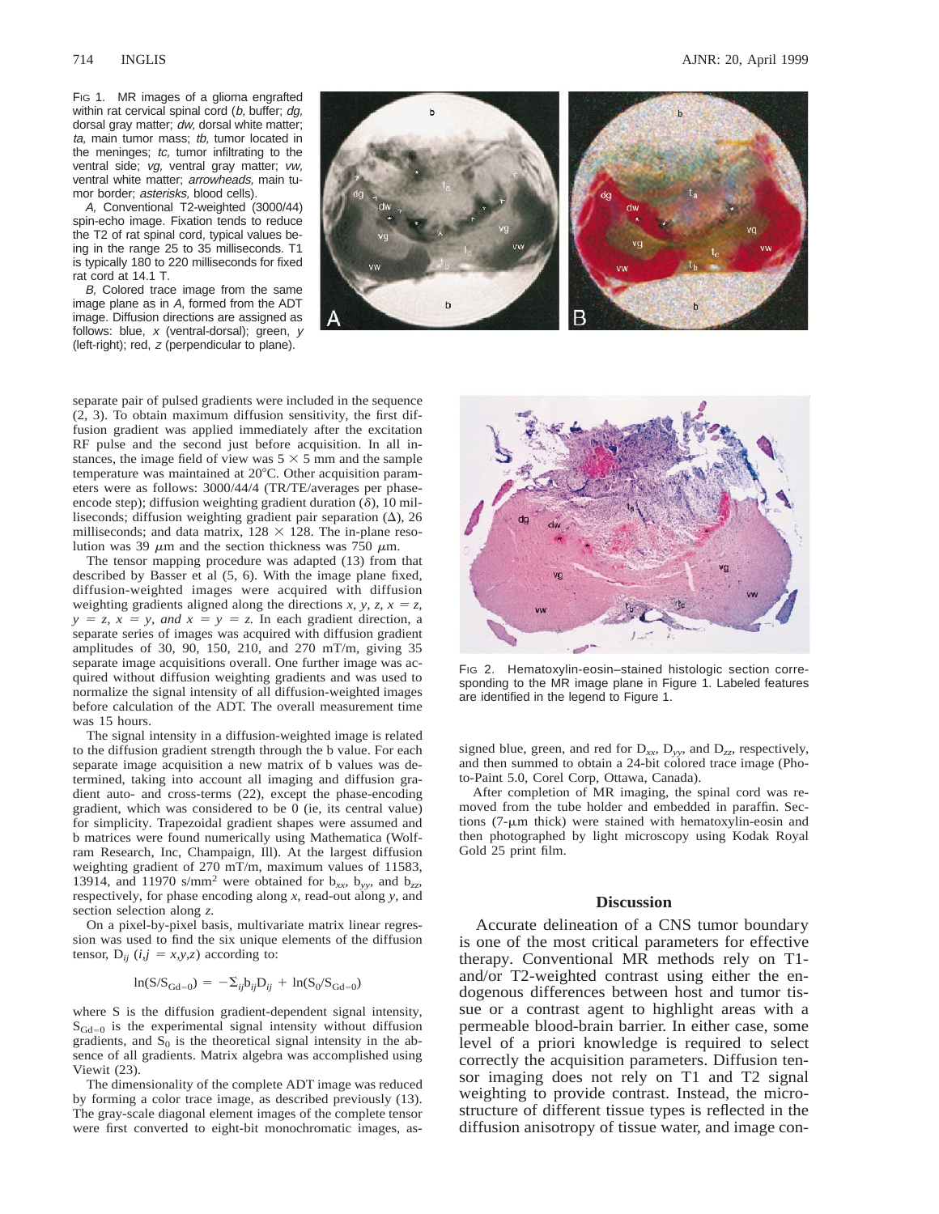FIG 1. MR images of a glioma engrafted within rat cervical spinal cord (*b,* buffer; *dg,* dorsal gray matter; *dw,* dorsal white matter; *ta,* main tumor mass; *tb,* tumor located in the meninges; *tc,* tumor infiltrating to the ventral side; *vg,* ventral gray matter; *vw,* ventral white matter; *arrowheads,* main tumor border; *asterisks,* blood cells).

*A,* Conventional T2-weighted (3000/44) spin-echo image. Fixation tends to reduce the T2 of rat spinal cord, typical values being in the range 25 to 35 milliseconds. T1 is typically 180 to 220 milliseconds for fixed rat cord at 14.1 T.

*B,* Colored trace image from the same image plane as in *A,* formed from the ADT image. Diffusion directions are assigned as follows: blue, *x* (ventral-dorsal); green, *y* (left-right); red, *z* (perpendicular to plane).

separate pair of pulsed gradients were included in the sequence (2, 3). To obtain maximum diffusion sensitivity, the first diffusion gradient was applied immediately after the excitation RF pulse and the second just before acquisition. In all instances, the image field of view was 5 × 5 mm and the sample temperature was maintained at 20°C. Other acquisition parameters were as follows: 3000/44/4 (TR/TE/averages per phase-encode step); diffusion weighting gradient duration ($\delta$), 10 milliseconds; diffusion weighting gradient pair separation ($\Delta$), 26 milliseconds; and data matrix, 128 × 128. The in-plane resolution was 39 $\mu$m and the section thickness was 750 $\mu$m.

The tensor mapping procedure was adapted (13) from that described by Basser et al (5, 6). With the image plane fixed, diffusion-weighted images were acquired with diffusion weighting gradients aligned along the directions *x, y, z, x = z, y = z, x = y, and x = y = z.* In each gradient direction, a separate series of images was acquired with diffusion gradient amplitudes of 30, 90, 150, 210, and 270 mT/m, giving 35 separate image acquisitions overall. One further image was acquired without diffusion weighting gradients and was used to normalize the signal intensity of all diffusion-weighted images before calculation of the ADT. The overall measurement time was 15 hours.

The signal intensity in a diffusion-weighted image is related to the diffusion gradient strength through the b value. For each separate image acquisition a new matrix of b values was determined, taking into account all imaging and diffusion gradient auto- and cross-terms (22), except the phase-encoding gradient, which was considered to be 0 (ie, its central value) for simplicity. Trapezoidal gradient shapes were assumed and b matrices were found numerically using Mathematica (Wolfram Research, Inc, Champaign, Ill). At the largest diffusion weighting gradient of 270 mT/m, maximum values of 11583, 13914, and 11970 s/mm$^2$ were obtained for $b_{xx}$, $b_{yy}$, and $b_{zz}$, respectively, for phase encoding along *x,* read-out along *y,* and section selection along *z.*

On a pixel-by-pixel basis, multivariate matrix linear regression was used to find the six unique elements of the diffusion tensor, $D_{ij}$ ($i,j = x,y,z$) according to:

$$\ln(S/S_{G=0}) = -\Sigma_{ij} b_{ij} D_{ij} + \ln(S_0/S_{G=0})$$

where S is the diffusion gradient-dependent signal intensity, $S_{G=0}$ is the experimental signal intensity without diffusion gradients, and $S_0$ is the theoretical signal intensity in the absence of all gradients. Matrix algebra was accomplished using Viewit (23).

The dimensionality of the complete ADT image was reduced by forming a color trace image, as described previously (13). The gray-scale diagonal element images of the complete tensor were first converted to eight-bit monochromatic images, assigned blue, green, and red for $D_{xx}$, $D_{yy}$, and $D_{zz}$, respectively, and then summed to obtain a 24-bit colored trace image (Photo-Paint 5.0, Corel Corp, Ottawa, Canada).

After completion of MR imaging, the spinal cord was removed from the tube holder and embedded in paraffin. Sections (7-$\mu$m thick) were stained with hematoxylin-eosin and then photographed by light microscopy using Kodak Royal Gold 25 print film.

FIG 2. Hematoxylin-eosin–stained histologic section corresponding to the MR image plane in Figure 1. Labeled features are identified in the legend to Figure 1.

## Discussion

Accurate delineation of a CNS tumor boundary is one of the most critical parameters for effective therapy. Conventional MR methods rely on T1- and/or T2-weighted contrast using either the endogenous differences between host and tumor tissue or a contrast agent to highlight areas with a permeable blood-brain barrier. In either case, some level of a priori knowledge is required to select correctly the acquisition parameters. Diffusion tensor imaging does not rely on T1 and T2 signal weighting to provide contrast. Instead, the microstructure of different tissue types is reflected in the diffusion anisotropy of tissue water, and image con-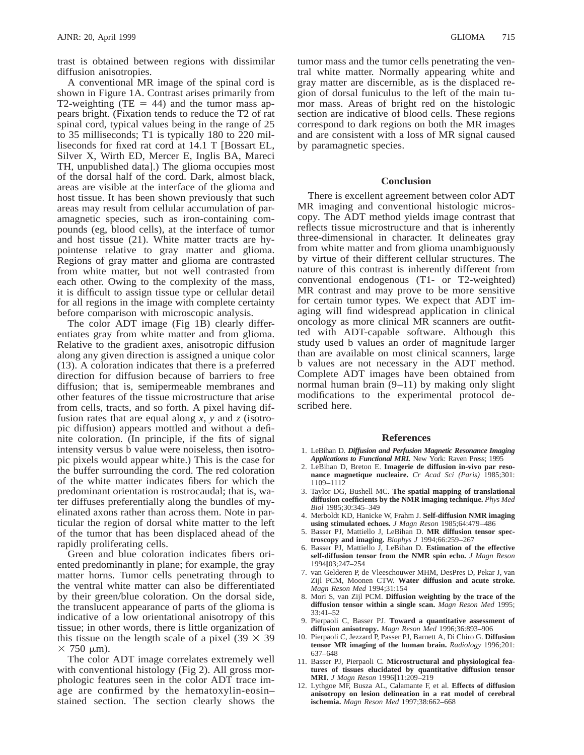trast is obtained between regions with dissimilar diffusion anisotropies.

A conventional MR image of the spinal cord is shown in Figure 1A. Contrast arises primarily from T2-weighting (TE = 44) and the tumor mass appears bright. (Fixation tends to reduce the T2 of rat spinal cord, typical values being in the range of 25 to 35 milliseconds; T1 is typically 180 to 220 milliseconds for fixed rat cord at 14.1 T [Bossart EL, Silver X, Wirth ED, Mercer E, Inglis BA, Mareci TH, unpublished data].) The glioma occupies most of the dorsal half of the cord. Dark, almost black, areas are visible at the interface of the glioma and host tissue. It has been shown previously that such areas may result from cellular accumulation of paramagnetic species, such as iron-containing compounds (eg, blood cells), at the interface of tumor and host tissue (21). White matter tracts are hypointense relative to gray matter and glioma. Regions of gray matter and glioma are contrasted from white matter, but not well contrasted from each other. Owing to the complexity of the mass, it is difficult to assign tissue type or cellular detail for all regions in the image with complete certainty before comparison with microscopic analysis.

The color ADT image (Fig 1B) clearly differentiates gray from white matter and from glioma. Relative to the gradient axes, anisotropic diffusion along any given direction is assigned a unique color (13). A coloration indicates that there is a preferred direction for diffusion because of barriers to free diffusion; that is, semipermeable membranes and other features of the tissue microstructure that arise from cells, tracts, and so forth. A pixel having diffusion rates that are equal along *x*, *y* and *z* (isotropic diffusion) appears mottled and without a definite coloration. (In principle, if the fits of signal intensity versus b value were noiseless, then isotropic pixels would appear white.) This is the case for the buffer surrounding the cord. The red coloration of the white matter indicates fibers for which the predominant orientation is rostrocaudal; that is, water diffuses preferentially along the bundles of myelinated axons rather than across them. Note in particular the region of dorsal white matter to the left of the tumor that has been displaced ahead of the rapidly proliferating cells.

Green and blue coloration indicates fibers oriented predominantly in plane; for example, the gray matter horns. Tumor cells penetrating through to the ventral white matter can also be differentiated by their green/blue coloration. On the dorsal side, the translucent appearance of parts of the glioma is indicative of a low orientational anisotropy of this tissue; in other words, there is little organization of this tissue on the length scale of a pixel ($39 \times 39 \times 750$ μm).

The color ADT image correlates extremely well with conventional histology (Fig 2). All gross morphologic features seen in the color ADT trace image are confirmed by the hematoxylin-eosin–stained section. The section clearly shows the tumor mass and the tumor cells penetrating the ventral white matter. Normally appearing white and gray matter are discernible, as is the displaced region of dorsal funiculus to the left of the main tumor mass. Areas of bright red on the histologic section are indicative of blood cells. These regions correspond to dark regions on both the MR images and are consistent with a loss of MR signal caused by paramagnetic species.

## Conclusion

There is excellent agreement between color ADT MR imaging and conventional histologic microscopy. The ADT method yields image contrast that reflects tissue microstructure and that is inherently three-dimensional in character. It delineates gray from white matter and from glioma unambiguously by virtue of their different cellular structures. The nature of this contrast is inherently different from conventional endogenous (T1- or T2-weighted) MR contrast and may prove to be more sensitive for certain tumor types. We expect that ADT imaging will find widespread application in clinical oncology as more clinical MR scanners are outfitted with ADT-capable software. Although this study used b values an order of magnitude larger than are available on most clinical scanners, large b values are not necessary in the ADT method. Complete ADT images have been obtained from normal human brain (9–11) by making only slight modifications to the experimental protocol described here.

## References

1. LeBihan D. ***Diffusion and Perfusion Magnetic Resonance Imaging Applications to Functional MRI.*** New York: Raven Press; 1995
2. LeBihan D, Breton E. **Imagerie de diffusion in-vivo par resonance magnetique nucleaire.** *Cr Acad Sci (Paris)* 1985;301: 1109–1112
3. Taylor DG, Bushell MC. **The spatial mapping of translational diffusion coefficients by the NMR imaging technique.** *Phys Med Biol* 1985;30:345–349
4. Merboldt KD, Hanicke W, Frahm J. **Self-diffusion NMR imaging using stimulated echoes.** *J Magn Reson* 1985;64:479–486
5. Basser PJ, Mattiello J, LeBihan D. **MR diffusion tensor spectroscopy and imaging.** *Biophys J* 1994;66:259–267
6. Basser PJ, Mattiello J, LeBihan D. **Estimation of the effective self-diffusion tensor from the NMR spin echo.** *J Magn Reson* 1994[03;247–254
7. van Gelderen P, de Vleeschouwer MHM, DesPres D, Pekar J, van Zijl PCM, Moonen CTW. **Water diffusion and acute stroke.** *Magn Reson Med* 1994;31:154
8. Mori S, van Zijl PCM. **Diffusion weighting by the trace of the diffusion tensor within a single scan.** *Magn Reson Med* 1995; 33:41–52
9. Pierpaoli C, Basser PJ. **Toward a quantitative assessment of diffusion anisotropy.** *Magn Reson Med* 1996;36:893–906
10. Pierpaoli C, Jezzard P, Passer PJ, Barnett A, Di Chiro G. **Diffusion tensor MR imaging of the human brain.** *Radiology* 1996;201: 637–648
11. Basser PJ, Pierpaoli C. **Microstructural and physiological features of tissues elucidated by quantitative diffusion tensor MRI.** *J Magn Reson* 1996[11:209–219
12. Lythgoe MF, Busza AL, Calamante F, et al. **Effects of diffusion anisotropy on lesion delineation in a rat model of cerebral ischemia.** *Magn Reson Med* 1997;38:662–668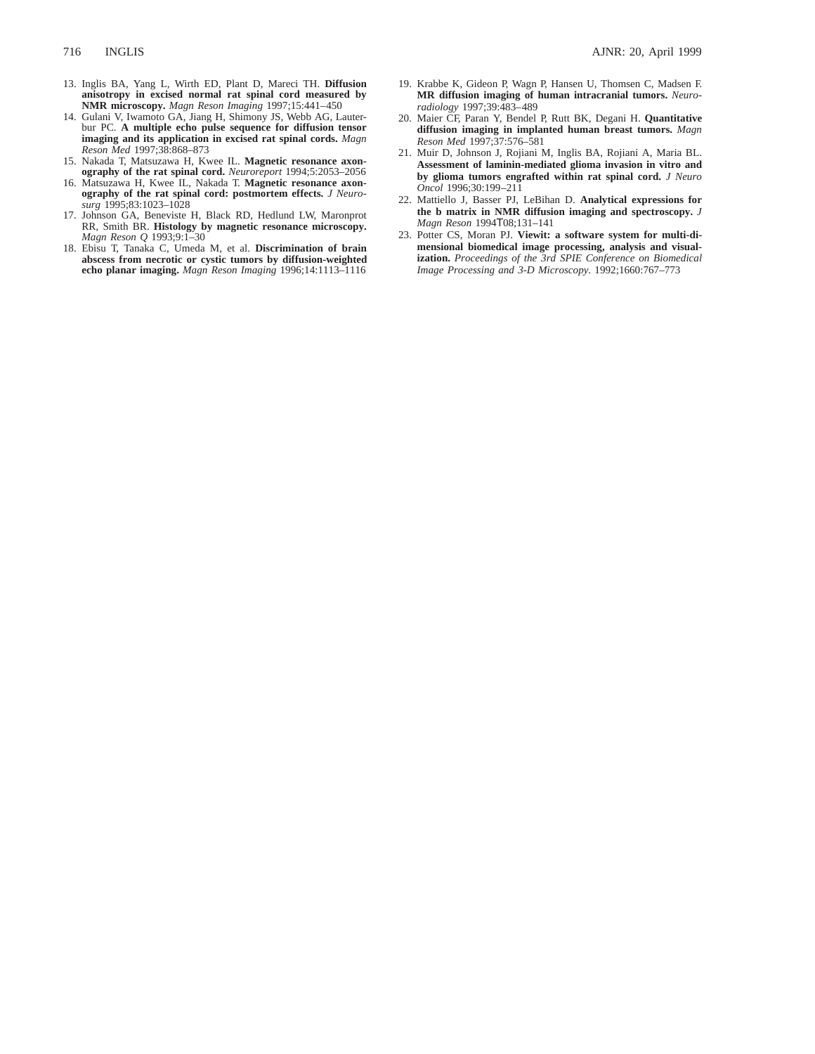13. Inglis BA, Yang L, Wirth ED, Plant D, Mareci TH. **Diffusion anisotropy in excised normal rat spinal cord measured by NMR microscopy.** *Magn Reson Imaging* 1997;15:441–450
14. Gulani V, Iwamoto GA, Jiang H, Shimony JS, Webb AG, Lauterbur PC. **A multiple echo pulse sequence for diffusion tensor imaging and its application in excised rat spinal cords.** *Magn Reson Med* 1997;38:868–873
15. Nakada T, Matsuzawa H, Kwee IL. **Magnetic resonance axonography of the rat spinal cord.** *Neuroreport* 1994;5:2053–2056
16. Matsuzawa H, Kwee IL, Nakada T. **Magnetic resonance axonography of the rat spinal cord: postmortem effects.** *J Neurosurg* 1995;83:1023–1028
17. Johnson GA, Beneviste H, Black RD, Hedlund LW, Maronprot RR, Smith BR. **Histology by magnetic resonance microscopy.** *Magn Reson Q* 1993;9:1–30
18. Ebisu T, Tanaka C, Umeda M, et al. **Discrimination of brain abscess from necrotic or cystic tumors by diffusion-weighted echo planar imaging.** *Magn Reson Imaging* 1996;14:1113–1116
19. Krabbe K, Gideon P, Wagn P, Hansen U, Thomsen C, Madsen F. **MR diffusion imaging of human intracranial tumors.** *Neuroradiology* 1997;39:483–489
20. Maier CF, Paran Y, Bendel P, Rutt BK, Degani H. **Quantitative diffusion imaging in implanted human breast tumors.** *Magn Reson Med* 1997;37:576–581
21. Muir D, Johnson J, Rojiani M, Inglis BA, Rojiani A, Maria BL. **Assessment of laminin-mediated glioma invasion in vitro and by glioma tumors engrafted within rat spinal cord.** *J Neuro Oncol* 1996;30:199–211
22. Mattiello J, Basser PJ, LeBihan D. **Analytical expressions for the b matrix in NMR diffusion imaging and spectroscopy.** *J Magn Reson* 1994T08;131–141
23. Potter CS, Moran PJ. **Viewit: a software system for multi-dimensional biomedical image processing, analysis and visualization.** *Proceedings of the 3rd SPIE Conference on Biomedical Image Processing and 3-D Microscopy.* 1992;1660:767–773